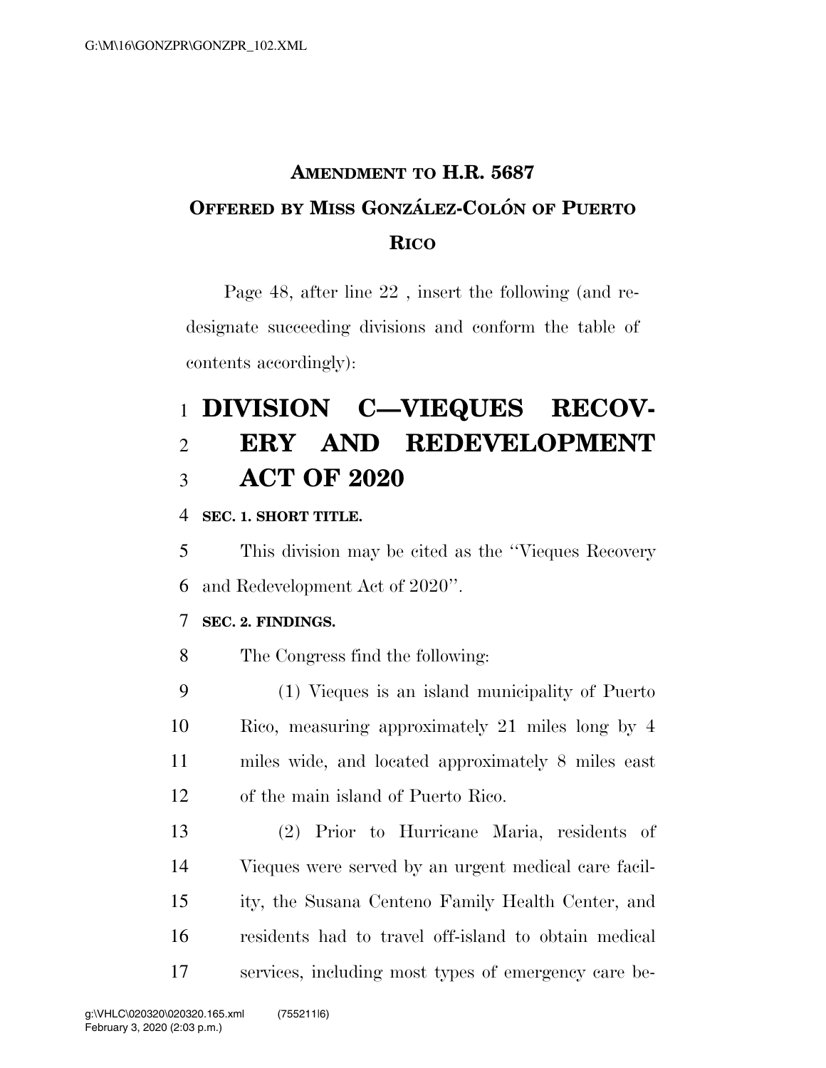# AMENDMENT TO H.R. 5687
## OFFERED BY MISS GONZÁLEZ-COLÓN OF PUERTO RICO

Page 48, after line 22 , insert the following (and redesignate succeeding divisions and conform the table of contents accordingly):

# DIVISION C—VIEQUES RECOVERY AND REDEVELOPMENT ACT OF 2020

**SEC. 1. SHORT TITLE.**

This division may be cited as the ''Vieques Recovery and Redevelopment Act of 2020''.

**SEC. 2. FINDINGS.**

The Congress find the following:

(1) Vieques is an island municipality of Puerto Rico, measuring approximately 21 miles long by 4 miles wide, and located approximately 8 miles east of the main island of Puerto Rico.

(2) Prior to Hurricane Maria, residents of Vieques were served by an urgent medical care facility, the Susana Centeno Family Health Center, and residents had to travel off-island to obtain medical services, including most types of emergency care be-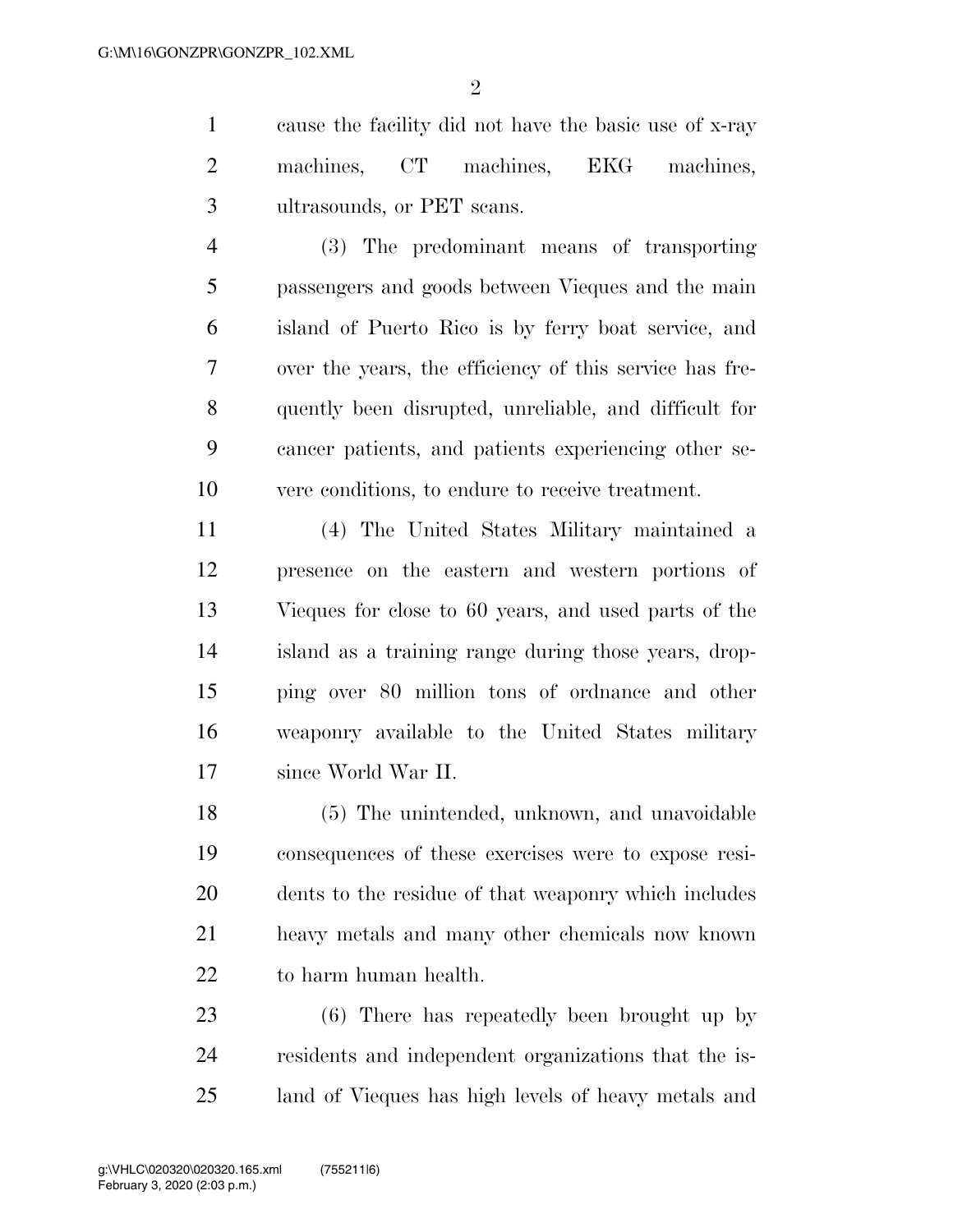cause the facility did not have the basic use of x-ray machines, CT machines, EKG machines, ultrasounds, or PET scans.

(3) The predominant means of transporting passengers and goods between Vieques and the main island of Puerto Rico is by ferry boat service, and over the years, the efficiency of this service has frequently been disrupted, unreliable, and difficult for cancer patients, and patients experiencing other severe conditions, to endure to receive treatment.

(4) The United States Military maintained a presence on the eastern and western portions of Vieques for close to 60 years, and used parts of the island as a training range during those years, dropping over 80 million tons of ordnance and other weaponry available to the United States military since World War II.

(5) The unintended, unknown, and unavoidable consequences of these exercises were to expose residents to the residue of that weaponry which includes heavy metals and many other chemicals now known to harm human health.

(6) There has repeatedly been brought up by residents and independent organizations that the island of Vieques has high levels of heavy metals and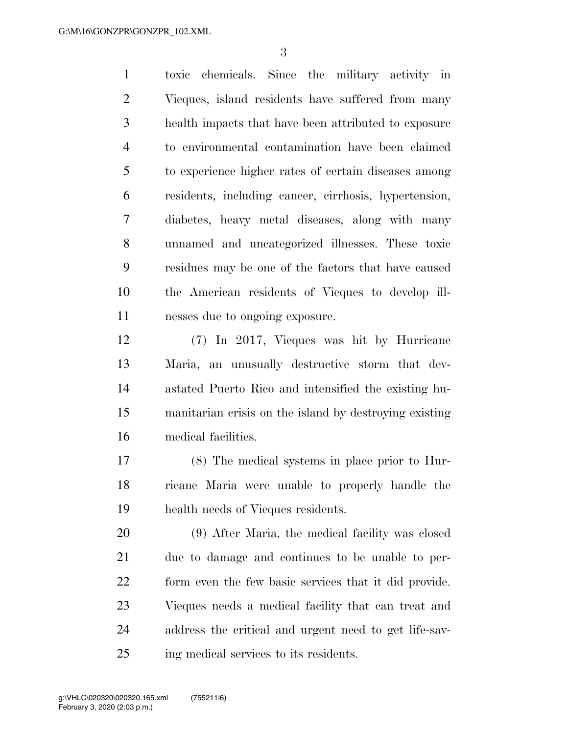toxic chemicals. Since the military activity in Vieques, island residents have suffered from many health impacts that have been attributed to exposure to environmental contamination have been claimed to experience higher rates of certain diseases among residents, including cancer, cirrhosis, hypertension, diabetes, heavy metal diseases, along with many unnamed and uncategorized illnesses. These toxic residues may be one of the factors that have caused the American residents of Vieques to develop illnesses due to ongoing exposure.

(7) In 2017, Vieques was hit by Hurricane Maria, an unusually destructive storm that devastated Puerto Rico and intensified the existing humanitarian crisis on the island by destroying existing medical facilities.

(8) The medical systems in place prior to Hurricane Maria were unable to properly handle the health needs of Vieques residents.

(9) After Maria, the medical facility was closed due to damage and continues to be unable to perform even the few basic services that it did provide. Vieques needs a medical facility that can treat and address the critical and urgent need to get life-saving medical services to its residents.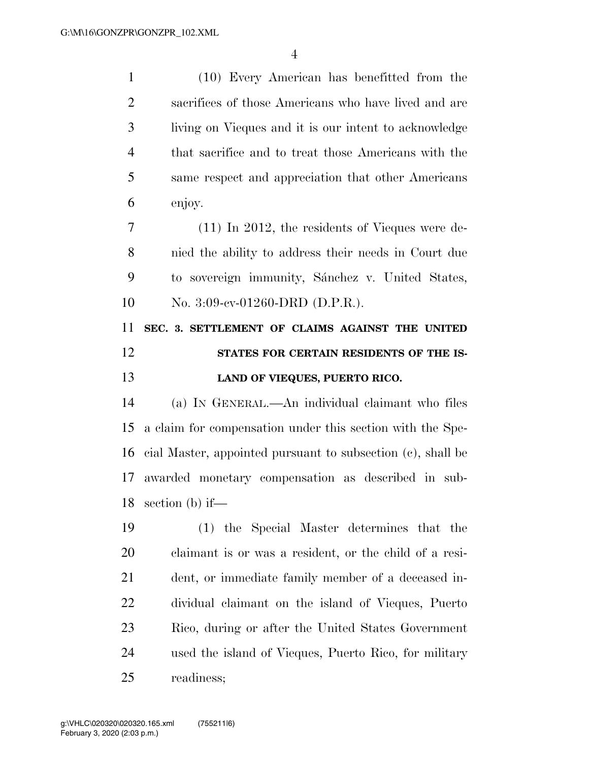(10) Every American has benefitted from the sacrifices of those Americans who have lived and are living on Vieques and it is our intent to acknowledge that sacrifice and to treat those Americans with the same respect and appreciation that other Americans enjoy.

(11) In 2012, the residents of Vieques were denied the ability to address their needs in Court due to sovereign immunity, Sánchez v. United States, No. 3:09-cv-01260-DRD (D.P.R.).

## SEC. 3. SETTLEMENT OF CLAIMS AGAINST THE UNITED STATES FOR CERTAIN RESIDENTS OF THE ISLAND OF VIEQUES, PUERTO RICO.

(a) IN GENERAL.—An individual claimant who files a claim for compensation under this section with the Special Master, appointed pursuant to subsection (c), shall be awarded monetary compensation as described in subsection (b) if—

(1) the Special Master determines that the claimant is or was a resident, or the child of a resident, or immediate family member of a deceased individual claimant on the island of Vieques, Puerto Rico, during or after the United States Government used the island of Vieques, Puerto Rico, for military readiness;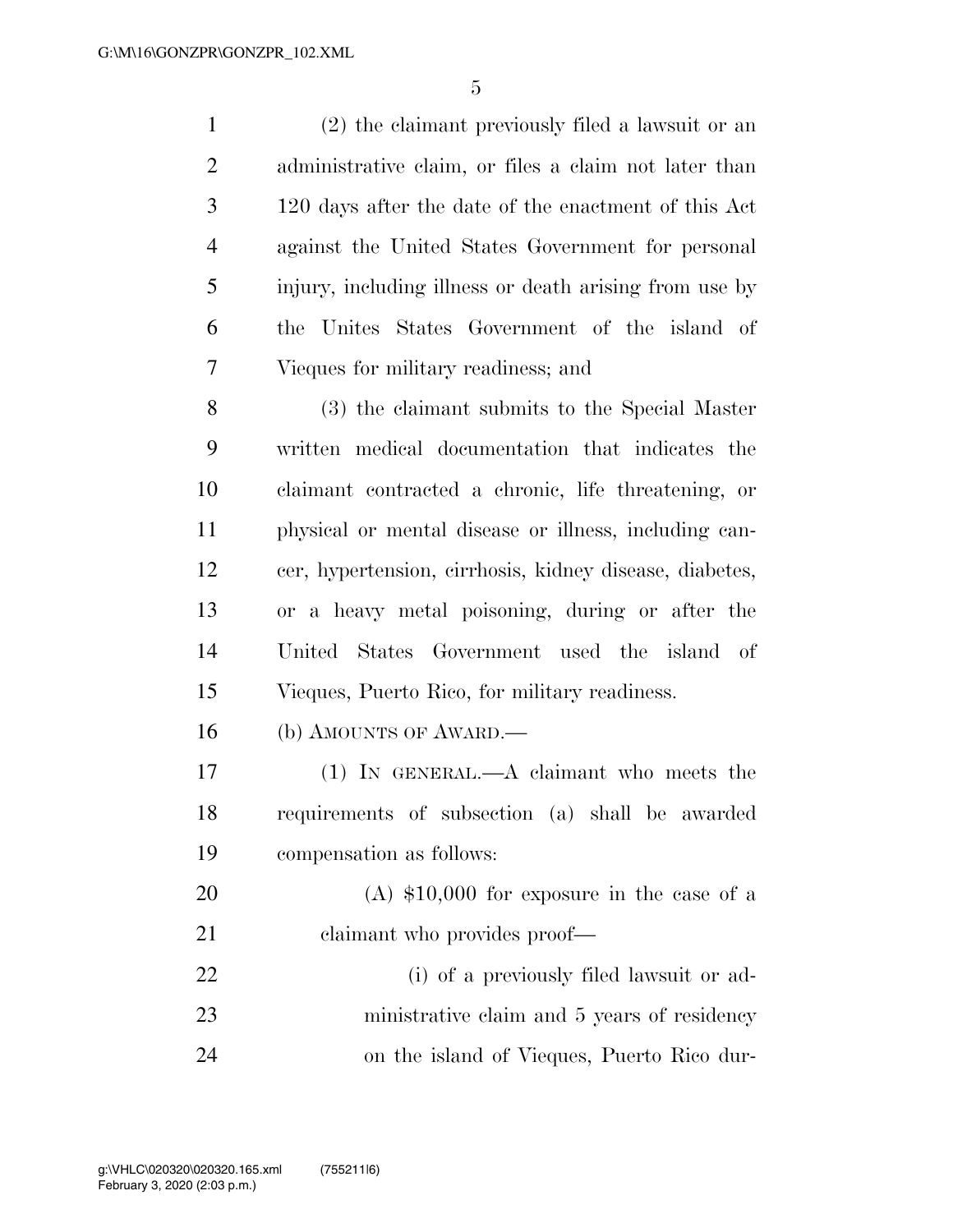(2) the claimant previously filed a lawsuit or an administrative claim, or files a claim not later than 120 days after the date of the enactment of this Act against the United States Government for personal injury, including illness or death arising from use by the Unites States Government of the island of Vieques for military readiness; and

(3) the claimant submits to the Special Master written medical documentation that indicates the claimant contracted a chronic, life threatening, or physical or mental disease or illness, including cancer, hypertension, cirrhosis, kidney disease, diabetes, or a heavy metal poisoning, during or after the United States Government used the island of Vieques, Puerto Rico, for military readiness.

(b) AMOUNTS OF AWARD.—

(1) IN GENERAL.—A claimant who meets the requirements of subsection (a) shall be awarded compensation as follows:

(A) $10,000 for exposure in the case of a claimant who provides proof—

(i) of a previously filed lawsuit or administrative claim and 5 years of residency on the island of Vieques, Puerto Rico dur-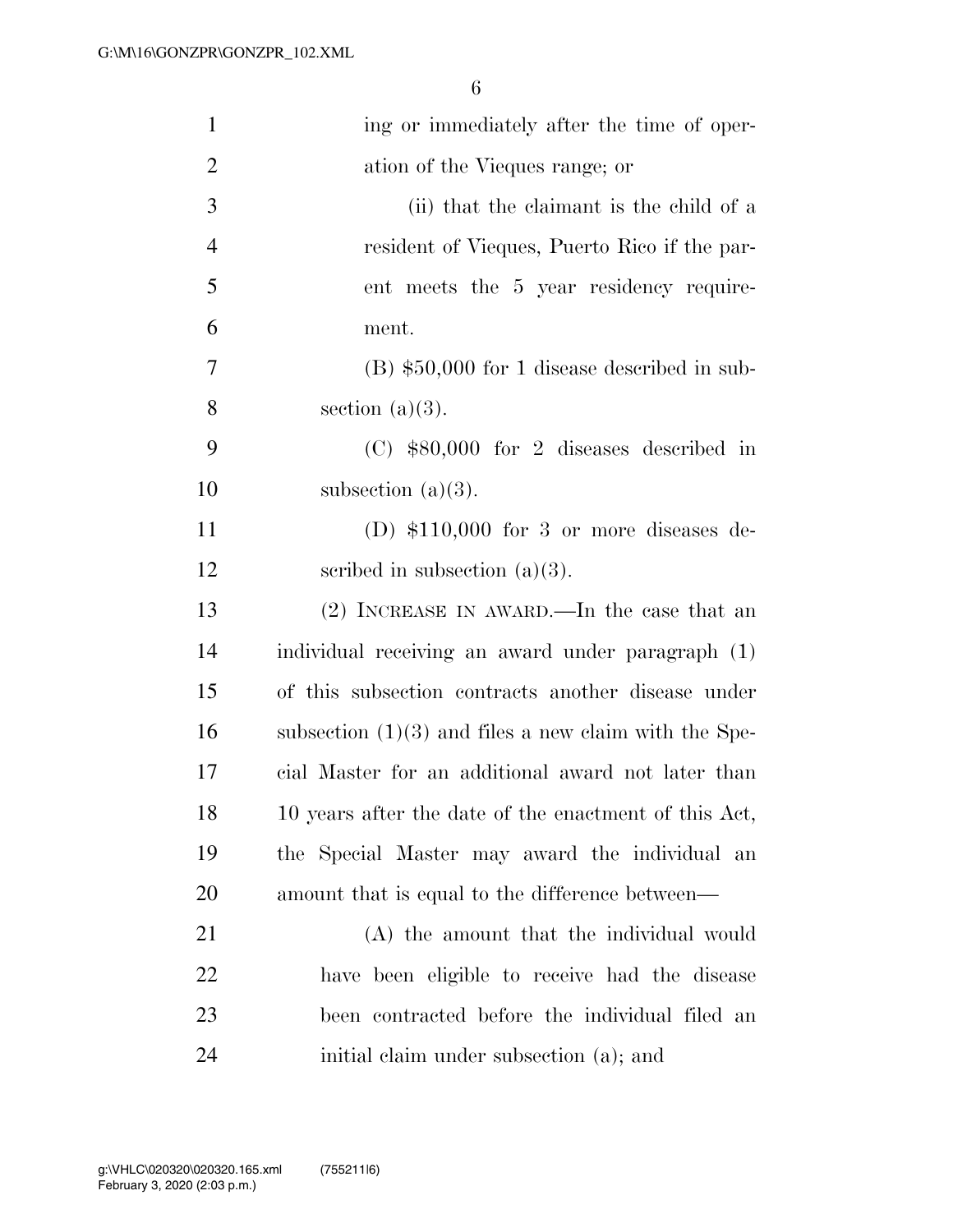ing or immediately after the time of operation of the Vieques range; or

(ii) that the claimant is the child of a resident of Vieques, Puerto Rico if the parent meets the 5 year residency requirement.

(B) $50,000 for 1 disease described in subsection (a)(3).

(C) $80,000 for 2 diseases described in subsection (a)(3).

(D) $110,000 for 3 or more diseases described in subsection (a)(3).

(2) INCREASE IN AWARD.—In the case that an individual receiving an award under paragraph (1) of this subsection contracts another disease under subsection (1)(3) and files a new claim with the Special Master for an additional award not later than 10 years after the date of the enactment of this Act, the Special Master may award the individual an amount that is equal to the difference between—

(A) the amount that the individual would have been eligible to receive had the disease been contracted before the individual filed an initial claim under subsection (a); and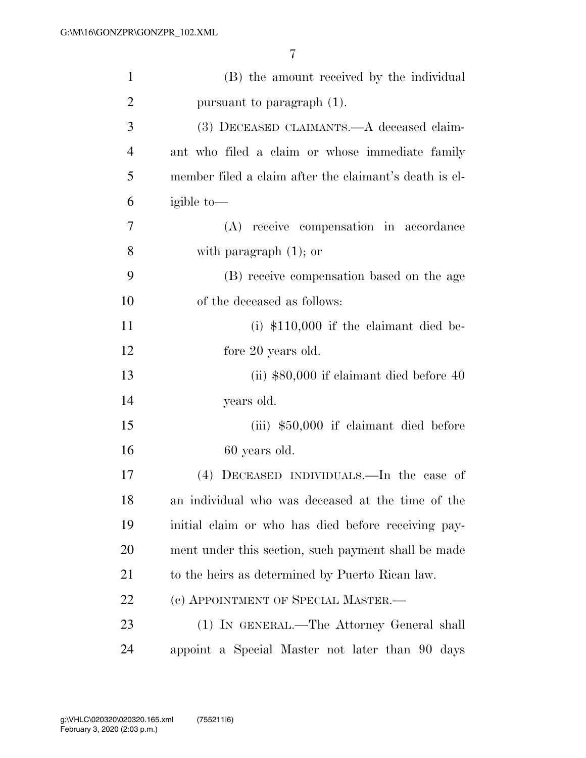(B) the amount received by the individual pursuant to paragraph (1).

(3) DECEASED CLAIMANTS.—A deceased claimant who filed a claim or whose immediate family member filed a claim after the claimant's death is eligible to—

(A) receive compensation in accordance with paragraph (1); or

(B) receive compensation based on the age of the deceased as follows:

(i) $110,000 if the claimant died before 20 years old.

(ii) $80,000 if claimant died before 40 years old.

(iii) $50,000 if claimant died before 60 years old.

(4) DECEASED INDIVIDUALS.—In the case of an individual who was deceased at the time of the initial claim or who has died before receiving payment under this section, such payment shall be made to the heirs as determined by Puerto Rican law.

(c) APPOINTMENT OF SPECIAL MASTER.—

(1) IN GENERAL.—The Attorney General shall appoint a Special Master not later than 90 days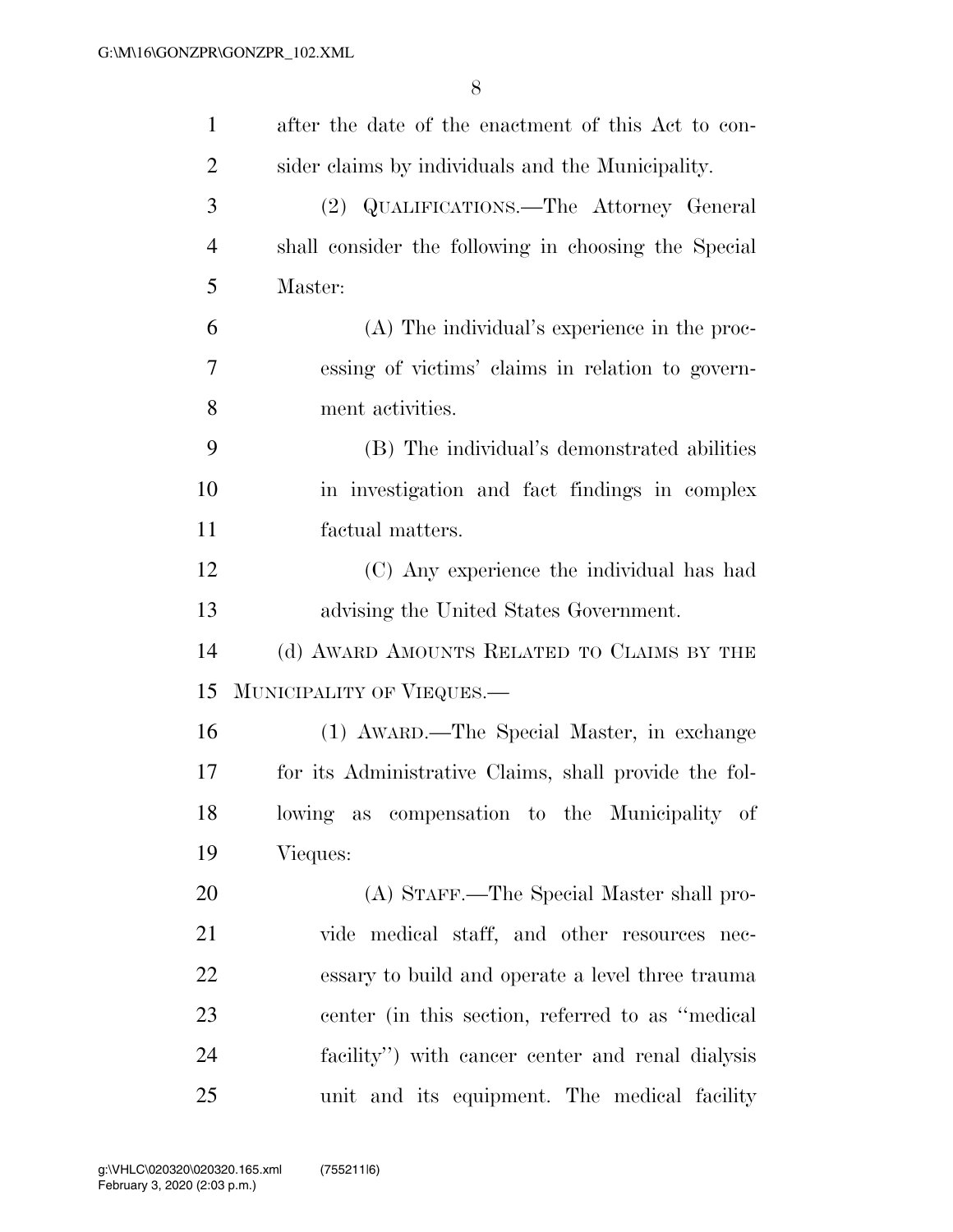after the date of the enactment of this Act to consider claims by individuals and the Municipality.

(2) QUALIFICATIONS.—The Attorney General shall consider the following in choosing the Special Master:

(A) The individual's experience in the processing of victims' claims in relation to government activities.

(B) The individual's demonstrated abilities in investigation and fact findings in complex factual matters.

(C) Any experience the individual has had advising the United States Government.

(d) AWARD AMOUNTS RELATED TO CLAIMS BY THE MUNICIPALITY OF VIEQUES.—

(1) AWARD.—The Special Master, in exchange for its Administrative Claims, shall provide the following as compensation to the Municipality of Vieques:

(A) STAFF.—The Special Master shall provide medical staff, and other resources necessary to build and operate a level three trauma center (in this section, referred to as "medical facility") with cancer center and renal dialysis unit and its equipment. The medical facility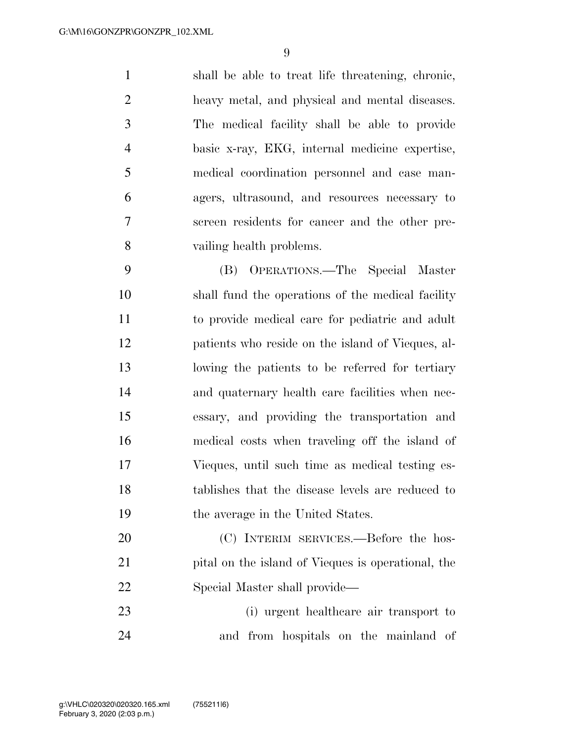shall be able to treat life threatening, chronic, heavy metal, and physical and mental diseases. The medical facility shall be able to provide basic x-ray, EKG, internal medicine expertise, medical coordination personnel and case managers, ultrasound, and resources necessary to screen residents for cancer and the other prevailing health problems.

(B) OPERATIONS.—The Special Master shall fund the operations of the medical facility to provide medical care for pediatric and adult patients who reside on the island of Vieques, allowing the patients to be referred for tertiary and quaternary health care facilities when necessary, and providing the transportation and medical costs when traveling off the island of Vieques, until such time as medical testing establishes that the disease levels are reduced to the average in the United States.

(C) INTERIM SERVICES.—Before the hospital on the island of Vieques is operational, the Special Master shall provide—

(i) urgent healthcare air transport to and from hospitals on the mainland of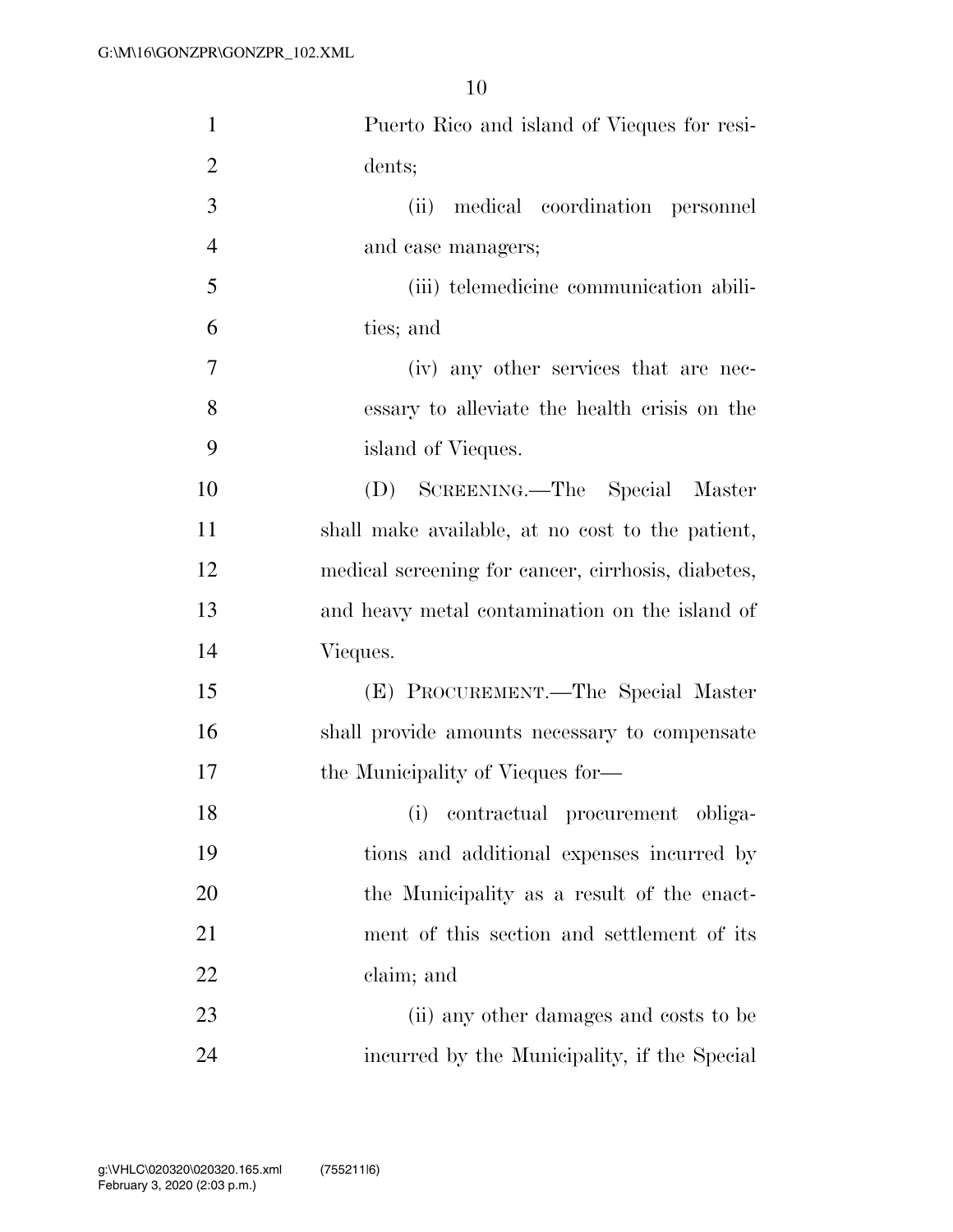Puerto Rico and island of Vieques for residents;

(ii) medical coordination personnel and case managers;

(iii) telemedicine communication abilities; and

(iv) any other services that are necessary to alleviate the health crisis on the island of Vieques.

(D) SCREENING.—The Special Master shall make available, at no cost to the patient, medical screening for cancer, cirrhosis, diabetes, and heavy metal contamination on the island of Vieques.

(E) PROCUREMENT.—The Special Master shall provide amounts necessary to compensate the Municipality of Vieques for—

(i) contractual procurement obligations and additional expenses incurred by the Municipality as a result of the enactment of this section and settlement of its claim; and

(ii) any other damages and costs to be incurred by the Municipality, if the Special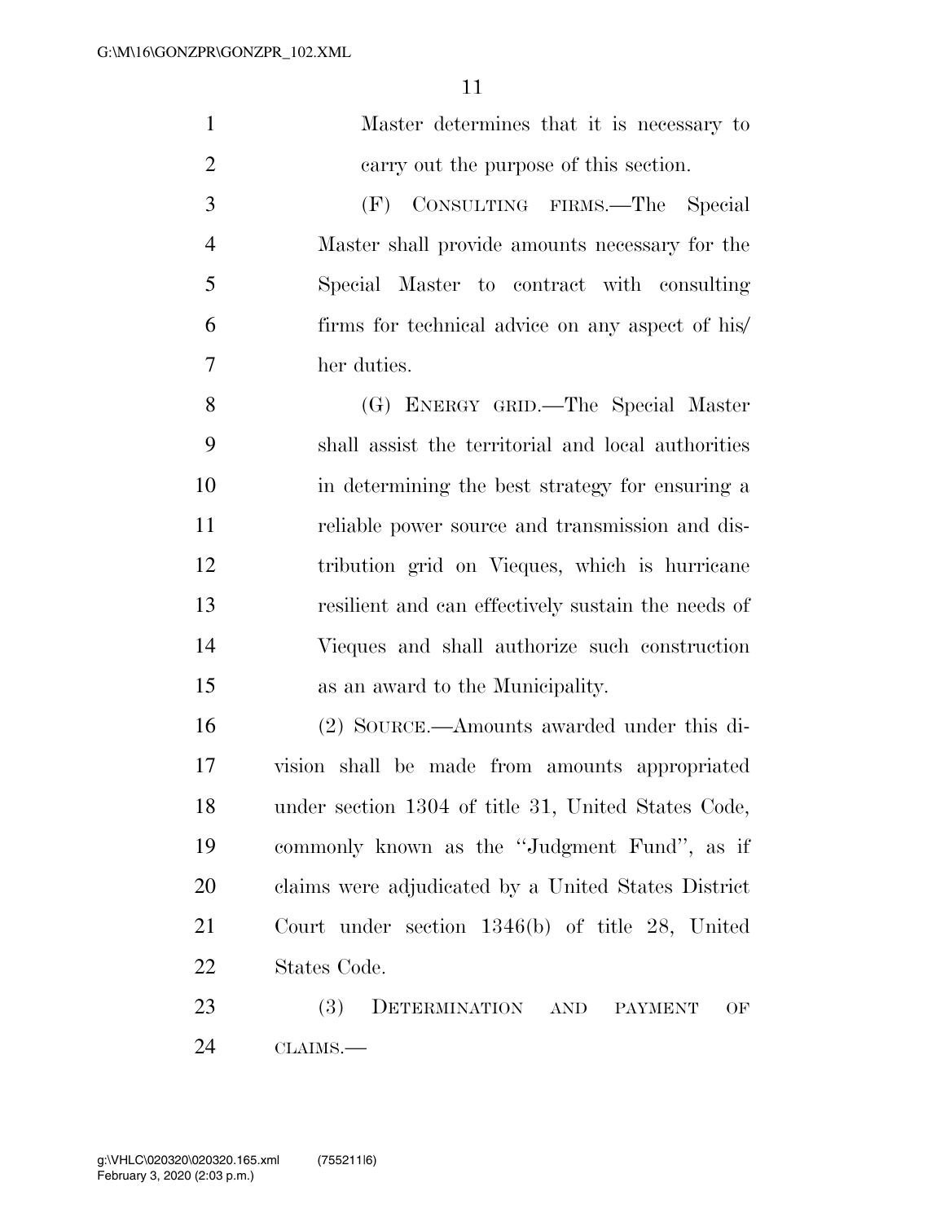Master determines that it is necessary to carry out the purpose of this section.

(F) CONSULTING FIRMS.—The Special Master shall provide amounts necessary for the Special Master to contract with consulting firms for technical advice on any aspect of his/her duties.

(G) ENERGY GRID.—The Special Master shall assist the territorial and local authorities in determining the best strategy for ensuring a reliable power source and transmission and distribution grid on Vieques, which is hurricane resilient and can effectively sustain the needs of Vieques and shall authorize such construction as an award to the Municipality.

(2) SOURCE.—Amounts awarded under this division shall be made from amounts appropriated under section 1304 of title 31, United States Code, commonly known as the "Judgment Fund", as if claims were adjudicated by a United States District Court under section 1346(b) of title 28, United States Code.

(3) DETERMINATION AND PAYMENT OF CLAIMS.—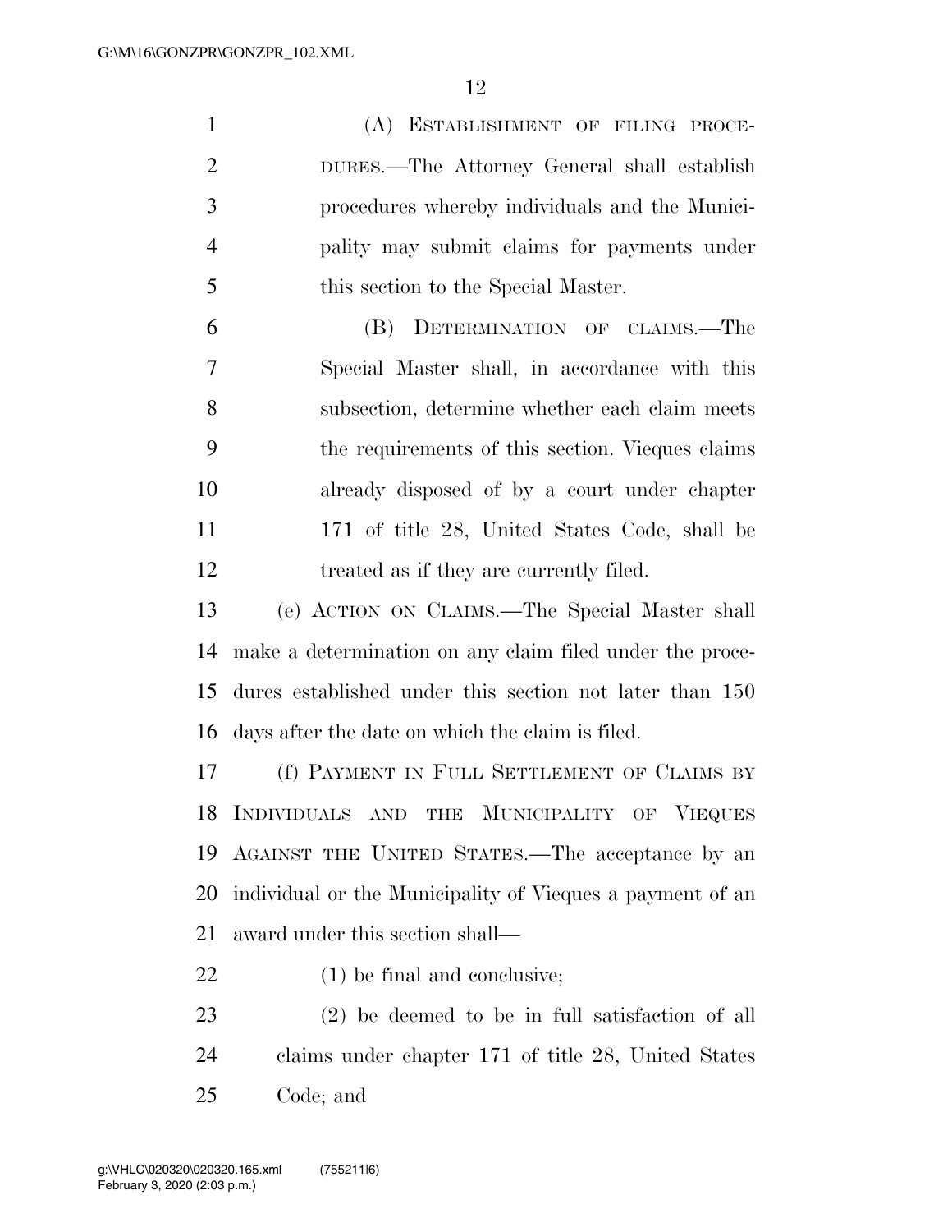(A) ESTABLISHMENT OF FILING PROCEDURES.—The Attorney General shall establish procedures whereby individuals and the Municipality may submit claims for payments under this section to the Special Master.

(B) DETERMINATION OF CLAIMS.—The Special Master shall, in accordance with this subsection, determine whether each claim meets the requirements of this section. Vieques claims already disposed of by a court under chapter 171 of title 28, United States Code, shall be treated as if they are currently filed.

(e) ACTION ON CLAIMS.—The Special Master shall make a determination on any claim filed under the procedures established under this section not later than 150 days after the date on which the claim is filed.

(f) PAYMENT IN FULL SETTLEMENT OF CLAIMS BY INDIVIDUALS AND THE MUNICIPALITY OF VIEQUES AGAINST THE UNITED STATES.—The acceptance by an individual or the Municipality of Vieques a payment of an award under this section shall—

(1) be final and conclusive;

(2) be deemed to be in full satisfaction of all claims under chapter 171 of title 28, United States Code; and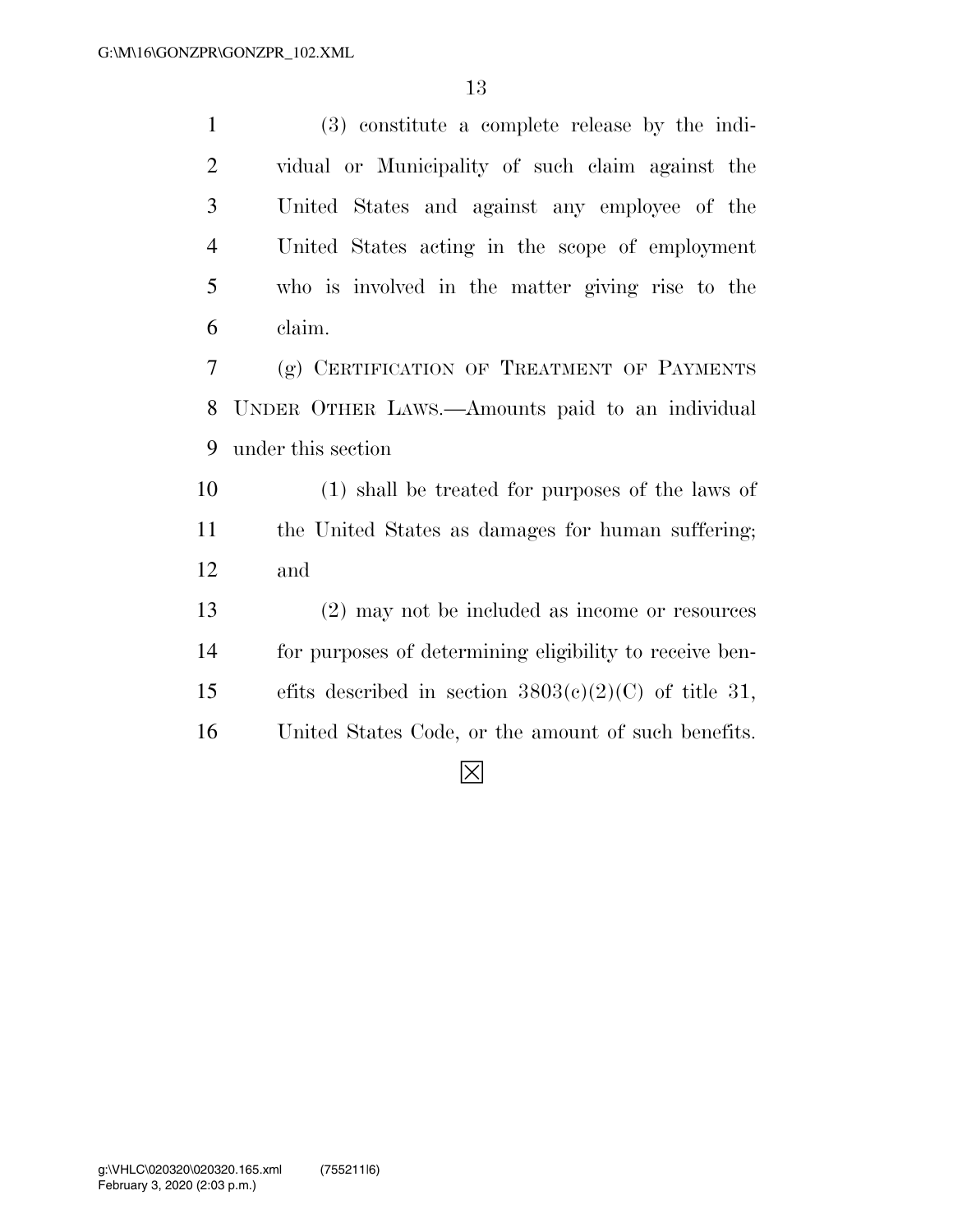(3) constitute a complete release by the individual or Municipality of such claim against the United States and against any employee of the United States acting in the scope of employment who is involved in the matter giving rise to the claim.

(g) CERTIFICATION OF TREATMENT OF PAYMENTS UNDER OTHER LAWS.—Amounts paid to an individual under this section

(1) shall be treated for purposes of the laws of the United States as damages for human suffering; and

(2) may not be included as income or resources for purposes of determining eligibility to receive benefits described in section 3803(c)(2)(C) of title 31, United States Code, or the amount of such benefits.